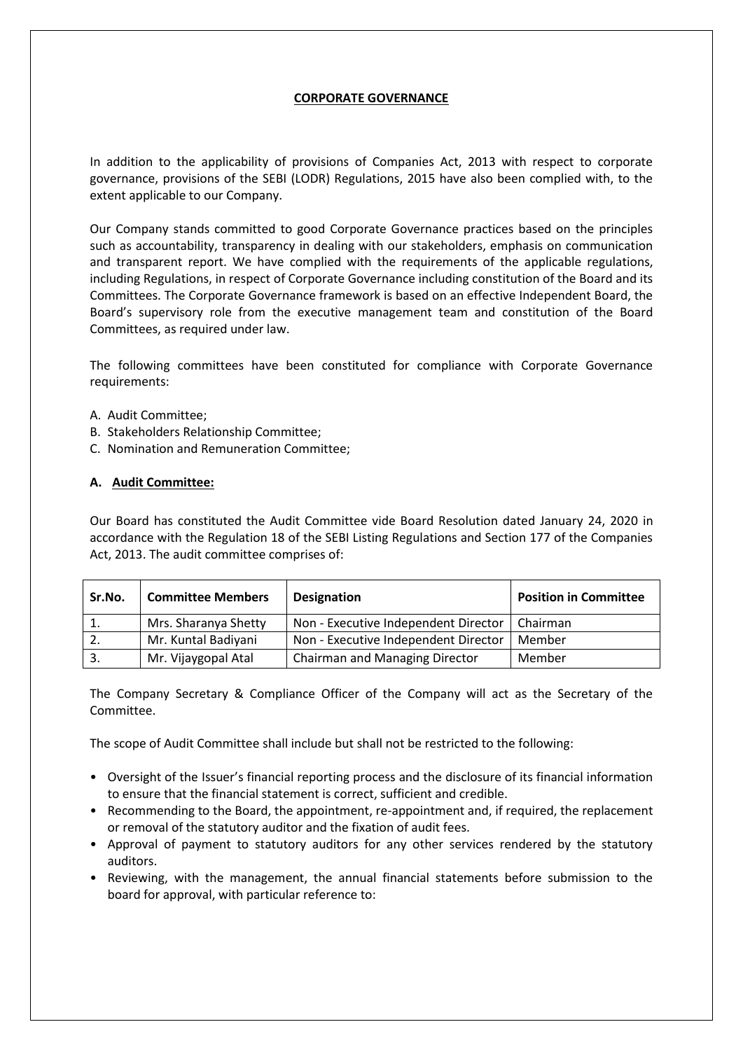# CORPORATE GOVERNANCE

In addition to the applicability of provisions of Companies Act, 2013 with respect to corporate governance, provisions of the SEBI (LODR) Regulations, 2015 have also been complied with, to the extent applicable to our Company.

Our Company stands committed to good Corporate Governance practices based on the principles such as accountability, transparency in dealing with our stakeholders, emphasis on communication and transparent report. We have complied with the requirements of the applicable regulations, including Regulations, in respect of Corporate Governance including constitution of the Board and its Committees. The Corporate Governance framework is based on an effective Independent Board, the Board's supervisory role from the executive management team and constitution of the Board Committees, as required under law.

The following committees have been constituted for compliance with Corporate Governance requirements:

A. Audit Committee;
B. Stakeholders Relationship Committee;
C. Nomination and Remuneration Committee;

## A. Audit Committee:

Our Board has constituted the Audit Committee vide Board Resolution dated January 24, 2020 in accordance with the Regulation 18 of the SEBI Listing Regulations and Section 177 of the Companies Act, 2013. The audit committee comprises of:

| Sr.No. | Committee Members | Designation | Position in Committee |
|---|---|---|---|
| 1. | Mrs. Sharanya Shetty | Non - Executive Independent Director | Chairman |
| 2. | Mr. Kuntal Badiyani | Non - Executive Independent Director | Member |
| 3. | Mr. Vijaygopal Atal | Chairman and Managing Director | Member |

The Company Secretary & Compliance Officer of the Company will act as the Secretary of the Committee.

The scope of Audit Committee shall include but shall not be restricted to the following:

- Oversight of the Issuer's financial reporting process and the disclosure of its financial information to ensure that the financial statement is correct, sufficient and credible.
- Recommending to the Board, the appointment, re-appointment and, if required, the replacement or removal of the statutory auditor and the fixation of audit fees.
- Approval of payment to statutory auditors for any other services rendered by the statutory auditors.
- Reviewing, with the management, the annual financial statements before submission to the board for approval, with particular reference to: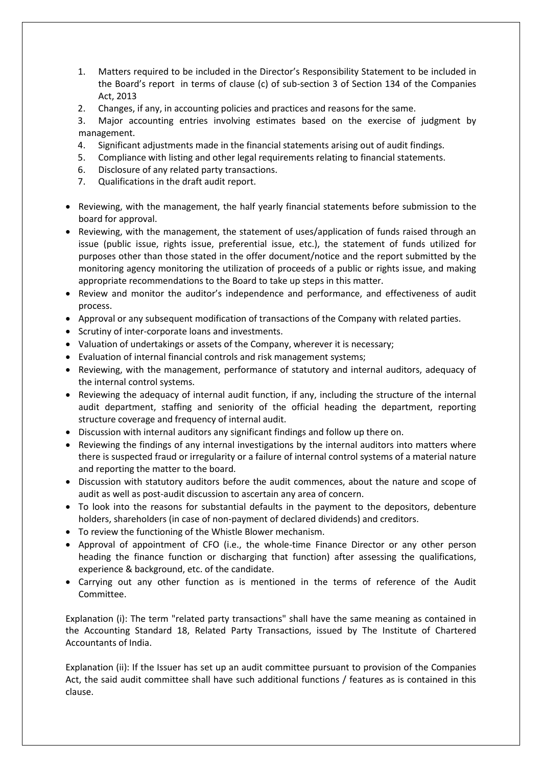1. Matters required to be included in the Director's Responsibility Statement to be included in the Board's report in terms of clause (c) of sub-section 3 of Section 134 of the Companies Act, 2013
2. Changes, if any, in accounting policies and practices and reasons for the same.
3. Major accounting entries involving estimates based on the exercise of judgment by management.
4. Significant adjustments made in the financial statements arising out of audit findings.
5. Compliance with listing and other legal requirements relating to financial statements.
6. Disclosure of any related party transactions.
7. Qualifications in the draft audit report.

- Reviewing, with the management, the half yearly financial statements before submission to the board for approval.
- Reviewing, with the management, the statement of uses/application of funds raised through an issue (public issue, rights issue, preferential issue, etc.), the statement of funds utilized for purposes other than those stated in the offer document/notice and the report submitted by the monitoring agency monitoring the utilization of proceeds of a public or rights issue, and making appropriate recommendations to the Board to take up steps in this matter.
- Review and monitor the auditor's independence and performance, and effectiveness of audit process.
- Approval or any subsequent modification of transactions of the Company with related parties.
- Scrutiny of inter-corporate loans and investments.
- Valuation of undertakings or assets of the Company, wherever it is necessary;
- Evaluation of internal financial controls and risk management systems;
- Reviewing, with the management, performance of statutory and internal auditors, adequacy of the internal control systems.
- Reviewing the adequacy of internal audit function, if any, including the structure of the internal audit department, staffing and seniority of the official heading the department, reporting structure coverage and frequency of internal audit.
- Discussion with internal auditors any significant findings and follow up there on.
- Reviewing the findings of any internal investigations by the internal auditors into matters where there is suspected fraud or irregularity or a failure of internal control systems of a material nature and reporting the matter to the board.
- Discussion with statutory auditors before the audit commences, about the nature and scope of audit as well as post-audit discussion to ascertain any area of concern.
- To look into the reasons for substantial defaults in the payment to the depositors, debenture holders, shareholders (in case of non-payment of declared dividends) and creditors.
- To review the functioning of the Whistle Blower mechanism.
- Approval of appointment of CFO (i.e., the whole-time Finance Director or any other person heading the finance function or discharging that function) after assessing the qualifications, experience & background, etc. of the candidate.
- Carrying out any other function as is mentioned in the terms of reference of the Audit Committee.

Explanation (i): The term "related party transactions" shall have the same meaning as contained in the Accounting Standard 18, Related Party Transactions, issued by The Institute of Chartered Accountants of India.

Explanation (ii): If the Issuer has set up an audit committee pursuant to provision of the Companies Act, the said audit committee shall have such additional functions / features as is contained in this clause.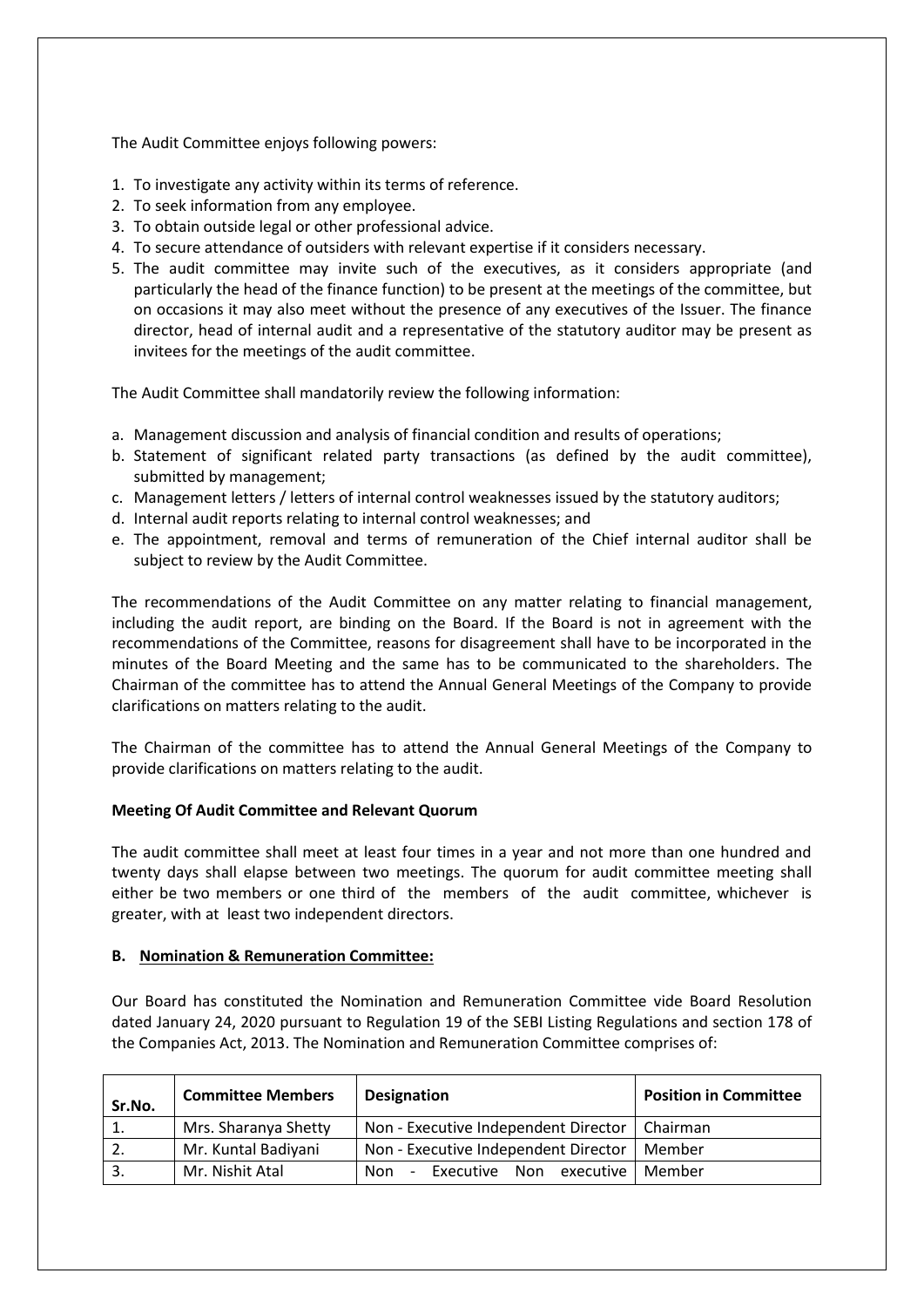The Audit Committee enjoys following powers:

1. To investigate any activity within its terms of reference.
2. To seek information from any employee.
3. To obtain outside legal or other professional advice.
4. To secure attendance of outsiders with relevant expertise if it considers necessary.
5. The audit committee may invite such of the executives, as it considers appropriate (and particularly the head of the finance function) to be present at the meetings of the committee, but on occasions it may also meet without the presence of any executives of the Issuer. The finance director, head of internal audit and a representative of the statutory auditor may be present as invitees for the meetings of the audit committee.

The Audit Committee shall mandatorily review the following information:

a. Management discussion and analysis of financial condition and results of operations;
b. Statement of significant related party transactions (as defined by the audit committee), submitted by management;
c. Management letters / letters of internal control weaknesses issued by the statutory auditors;
d. Internal audit reports relating to internal control weaknesses; and
e. The appointment, removal and terms of remuneration of the Chief internal auditor shall be subject to review by the Audit Committee.

The recommendations of the Audit Committee on any matter relating to financial management, including the audit report, are binding on the Board. If the Board is not in agreement with the recommendations of the Committee, reasons for disagreement shall have to be incorporated in the minutes of the Board Meeting and the same has to be communicated to the shareholders. The Chairman of the committee has to attend the Annual General Meetings of the Company to provide clarifications on matters relating to the audit.

The Chairman of the committee has to attend the Annual General Meetings of the Company to provide clarifications on matters relating to the audit.

**Meeting Of Audit Committee and Relevant Quorum**

The audit committee shall meet at least four times in a year and not more than one hundred and twenty days shall elapse between two meetings. The quorum for audit committee meeting shall either be two members or one third of the members of the audit committee, whichever is greater, with at least two independent directors.

**B. Nomination & Remuneration Committee:**

Our Board has constituted the Nomination and Remuneration Committee vide Board Resolution dated January 24, 2020 pursuant to Regulation 19 of the SEBI Listing Regulations and section 178 of the Companies Act, 2013. The Nomination and Remuneration Committee comprises of:

| Sr.No. | Committee Members | Designation | Position in Committee |
|---|---|---|---|
| 1. | Mrs. Sharanya Shetty | Non - Executive Independent Director | Chairman |
| 2. | Mr. Kuntal Badiyani | Non - Executive Independent Director | Member |
| 3. | Mr. Nishit Atal | Non - Executive Non executive | Member |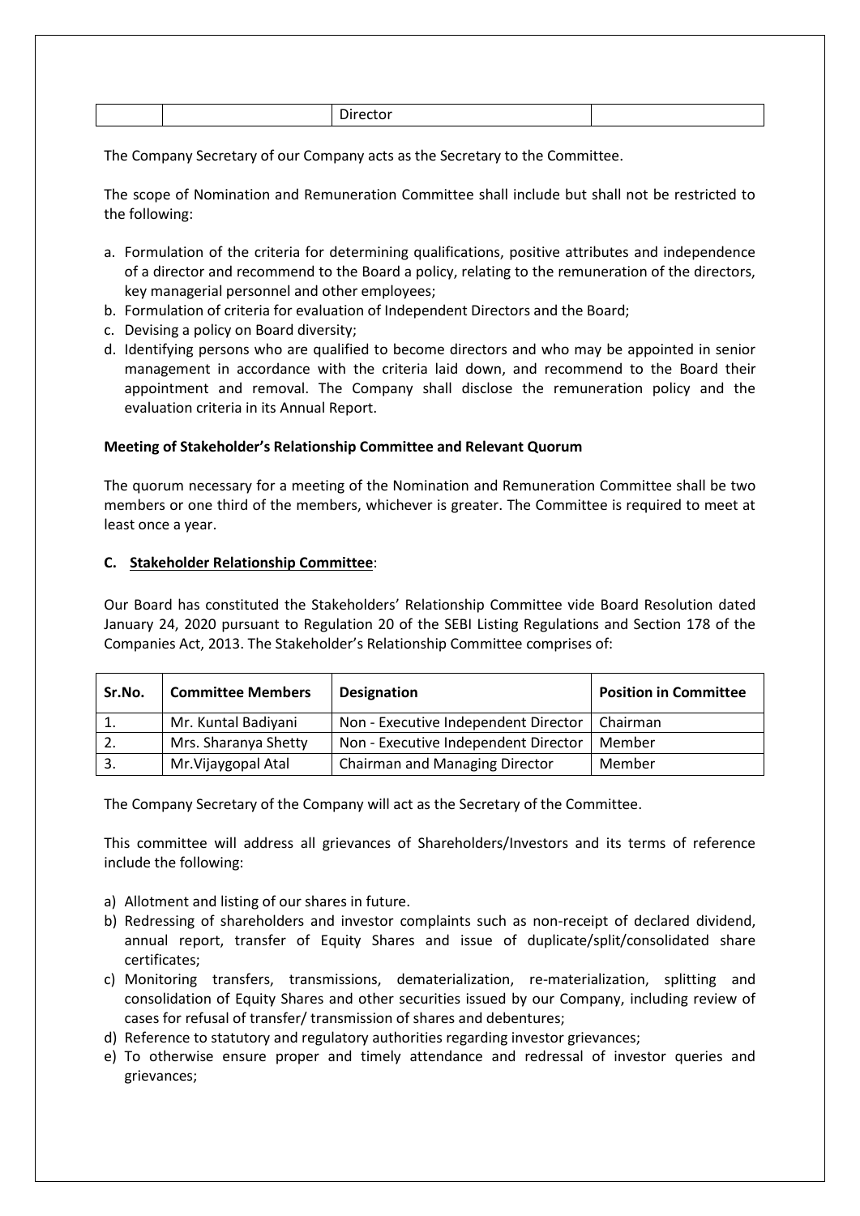| | | Director | |
|---|---|---|---|

The Company Secretary of our Company acts as the Secretary to the Committee.

The scope of Nomination and Remuneration Committee shall include but shall not be restricted to the following:

a. Formulation of the criteria for determining qualifications, positive attributes and independence of a director and recommend to the Board a policy, relating to the remuneration of the directors, key managerial personnel and other employees;
b. Formulation of criteria for evaluation of Independent Directors and the Board;
c. Devising a policy on Board diversity;
d. Identifying persons who are qualified to become directors and who may be appointed in senior management in accordance with the criteria laid down, and recommend to the Board their appointment and removal. The Company shall disclose the remuneration policy and the evaluation criteria in its Annual Report.

**Meeting of Stakeholder's Relationship Committee and Relevant Quorum**

The quorum necessary for a meeting of the Nomination and Remuneration Committee shall be two members or one third of the members, whichever is greater. The Committee is required to meet at least once a year.

**C. Stakeholder Relationship Committee**:

Our Board has constituted the Stakeholders' Relationship Committee vide Board Resolution dated January 24, 2020 pursuant to Regulation 20 of the SEBI Listing Regulations and Section 178 of the Companies Act, 2013. The Stakeholder's Relationship Committee comprises of:

| Sr.No. | Committee Members | Designation | Position in Committee |
|---|---|---|---|
| 1. | Mr. Kuntal Badiyani | Non - Executive Independent Director | Chairman |
| 2. | Mrs. Sharanya Shetty | Non - Executive Independent Director | Member |
| 3. | Mr.Vijaygopal Atal | Chairman and Managing Director | Member |

The Company Secretary of the Company will act as the Secretary of the Committee.

This committee will address all grievances of Shareholders/Investors and its terms of reference include the following:

a) Allotment and listing of our shares in future.
b) Redressing of shareholders and investor complaints such as non-receipt of declared dividend, annual report, transfer of Equity Shares and issue of duplicate/split/consolidated share certificates;
c) Monitoring transfers, transmissions, dematerialization, re-materialization, splitting and consolidation of Equity Shares and other securities issued by our Company, including review of cases for refusal of transfer/ transmission of shares and debentures;
d) Reference to statutory and regulatory authorities regarding investor grievances;
e) To otherwise ensure proper and timely attendance and redressal of investor queries and grievances;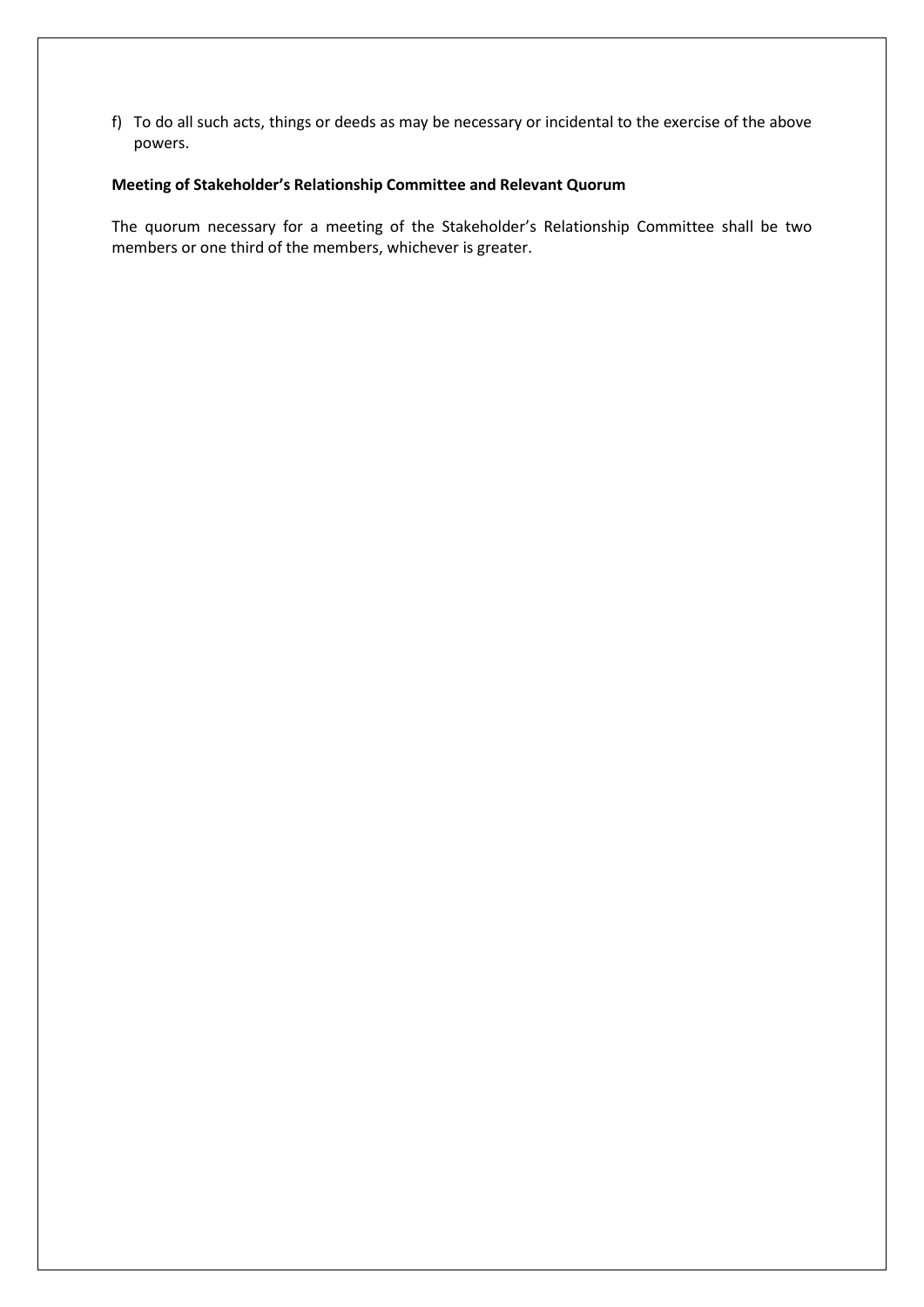f) To do all such acts, things or deeds as may be necessary or incidental to the exercise of the above powers.

**Meeting of Stakeholder's Relationship Committee and Relevant Quorum**

The quorum necessary for a meeting of the Stakeholder's Relationship Committee shall be two members or one third of the members, whichever is greater.